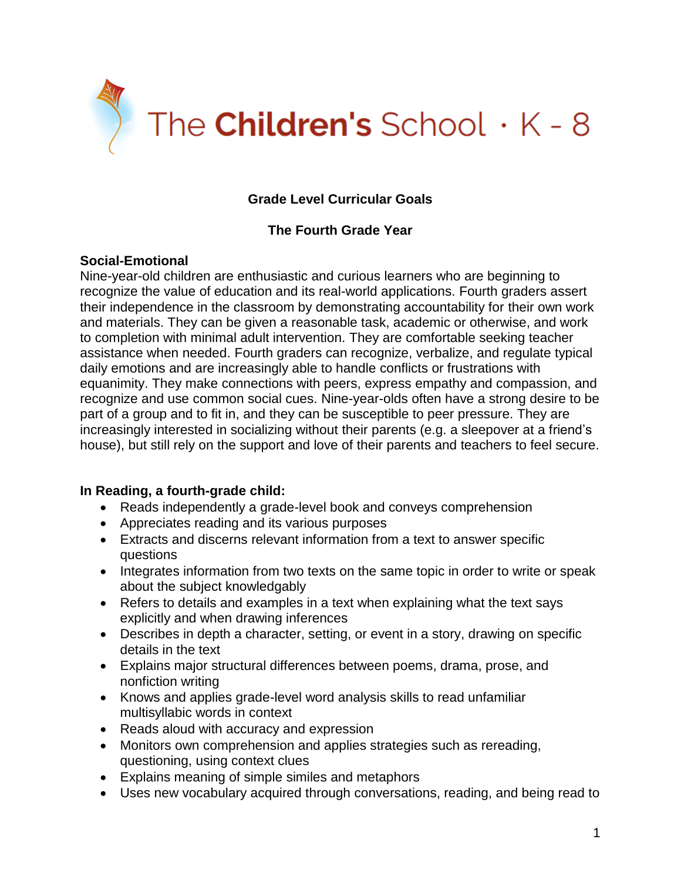# The Children's School · K - 8

## Grade Level Curricular Goals

## The Fourth Grade Year

**Social-Emotional**

Nine-year-old children are enthusiastic and curious learners who are beginning to recognize the value of education and its real-world applications. Fourth graders assert their independence in the classroom by demonstrating accountability for their own work and materials. They can be given a reasonable task, academic or otherwise, and work to completion with minimal adult intervention. They are comfortable seeking teacher assistance when needed. Fourth graders can recognize, verbalize, and regulate typical daily emotions and are increasingly able to handle conflicts or frustrations with equanimity. They make connections with peers, express empathy and compassion, and recognize and use common social cues. Nine-year-olds often have a strong desire to be part of a group and to fit in, and they can be susceptible to peer pressure. They are increasingly interested in socializing without their parents (e.g. a sleepover at a friend's house), but still rely on the support and love of their parents and teachers to feel secure.

**In Reading, a fourth-grade child:**

- Reads independently a grade-level book and conveys comprehension
- Appreciates reading and its various purposes
- Extracts and discerns relevant information from a text to answer specific questions
- Integrates information from two texts on the same topic in order to write or speak about the subject knowledgably
- Refers to details and examples in a text when explaining what the text says explicitly and when drawing inferences
- Describes in depth a character, setting, or event in a story, drawing on specific details in the text
- Explains major structural differences between poems, drama, prose, and nonfiction writing
- Knows and applies grade-level word analysis skills to read unfamiliar multisyllabic words in context
- Reads aloud with accuracy and expression
- Monitors own comprehension and applies strategies such as rereading, questioning, using context clues
- Explains meaning of simple similes and metaphors
- Uses new vocabulary acquired through conversations, reading, and being read to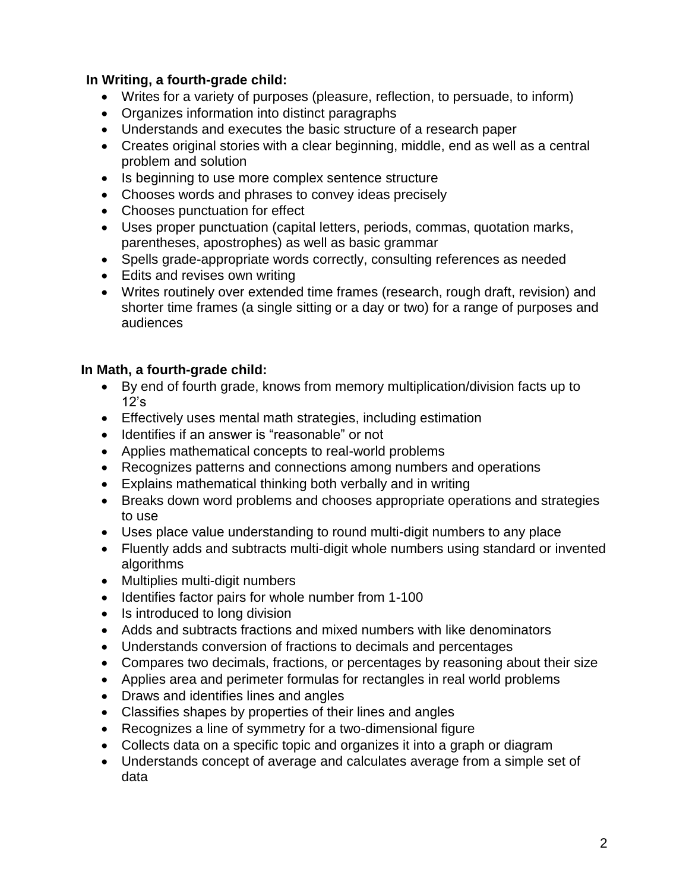**In Writing, a fourth-grade child:**

- Writes for a variety of purposes (pleasure, reflection, to persuade, to inform)
- Organizes information into distinct paragraphs
- Understands and executes the basic structure of a research paper
- Creates original stories with a clear beginning, middle, end as well as a central problem and solution
- Is beginning to use more complex sentence structure
- Chooses words and phrases to convey ideas precisely
- Chooses punctuation for effect
- Uses proper punctuation (capital letters, periods, commas, quotation marks, parentheses, apostrophes) as well as basic grammar
- Spells grade-appropriate words correctly, consulting references as needed
- Edits and revises own writing
- Writes routinely over extended time frames (research, rough draft, revision) and shorter time frames (a single sitting or a day or two) for a range of purposes and audiences

**In Math, a fourth-grade child:**

- By end of fourth grade, knows from memory multiplication/division facts up to 12's
- Effectively uses mental math strategies, including estimation
- Identifies if an answer is "reasonable" or not
- Applies mathematical concepts to real-world problems
- Recognizes patterns and connections among numbers and operations
- Explains mathematical thinking both verbally and in writing
- Breaks down word problems and chooses appropriate operations and strategies to use
- Uses place value understanding to round multi-digit numbers to any place
- Fluently adds and subtracts multi-digit whole numbers using standard or invented algorithms
- Multiplies multi-digit numbers
- Identifies factor pairs for whole number from 1-100
- Is introduced to long division
- Adds and subtracts fractions and mixed numbers with like denominators
- Understands conversion of fractions to decimals and percentages
- Compares two decimals, fractions, or percentages by reasoning about their size
- Applies area and perimeter formulas for rectangles in real world problems
- Draws and identifies lines and angles
- Classifies shapes by properties of their lines and angles
- Recognizes a line of symmetry for a two-dimensional figure
- Collects data on a specific topic and organizes it into a graph or diagram
- Understands concept of average and calculates average from a simple set of data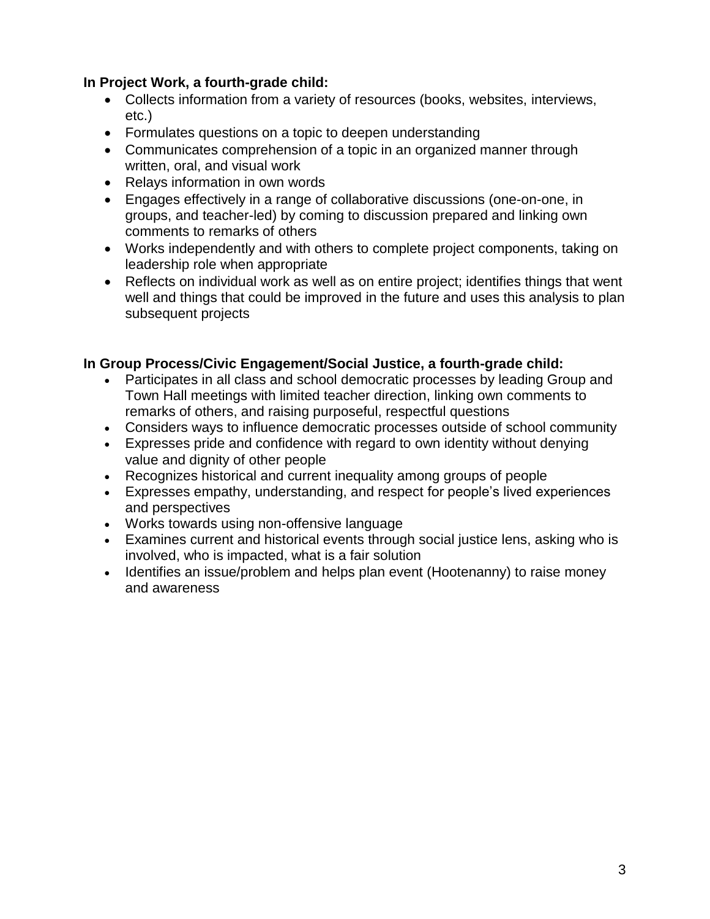**In Project Work, a fourth-grade child:**

- Collects information from a variety of resources (books, websites, interviews, etc.)
- Formulates questions on a topic to deepen understanding
- Communicates comprehension of a topic in an organized manner through written, oral, and visual work
- Relays information in own words
- Engages effectively in a range of collaborative discussions (one-on-one, in groups, and teacher-led) by coming to discussion prepared and linking own comments to remarks of others
- Works independently and with others to complete project components, taking on leadership role when appropriate
- Reflects on individual work as well as on entire project; identifies things that went well and things that could be improved in the future and uses this analysis to plan subsequent projects

**In Group Process/Civic Engagement/Social Justice, a fourth-grade child:**

- Participates in all class and school democratic processes by leading Group and Town Hall meetings with limited teacher direction, linking own comments to remarks of others, and raising purposeful, respectful questions
- Considers ways to influence democratic processes outside of school community
- Expresses pride and confidence with regard to own identity without denying value and dignity of other people
- Recognizes historical and current inequality among groups of people
- Expresses empathy, understanding, and respect for people's lived experiences and perspectives
- Works towards using non-offensive language
- Examines current and historical events through social justice lens, asking who is involved, who is impacted, what is a fair solution
- Identifies an issue/problem and helps plan event (Hootenanny) to raise money and awareness